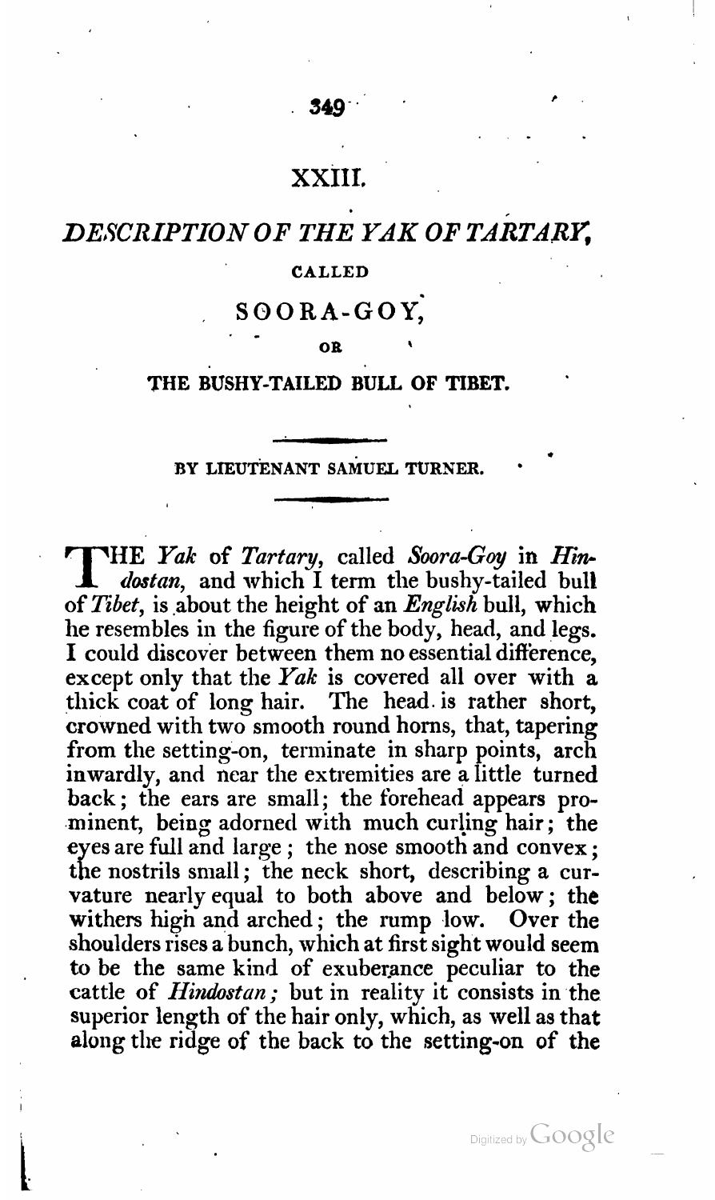# XXIII.

## *DESCRIPTION OF THE YAK OF TARTARY,*

### CALLED

## SOORA-GOY,

### OR

### THE BUSHY-TAILED BULL OF TIBET.

BY LIEUTENANT SAMUEL TURNER.

THE *Yak* of *Tartary*, called *Soora-Goy* in *Hindostan*, and which I term the bushy-tailed bull of *Tibet*, is about the height of an *English* bull, which he resembles in the figure of the body, head, and legs. I could discover between them no essential difference, except only that the *Yak* is covered all over with a thick coat of long hair. The head is rather short, crowned with two smooth round horns, that, tapering from the setting-on, terminate in sharp points, arch inwardly, and near the extremities are a little turned back; the ears are small; the forehead appears prominent, being adorned with much curling hair; the eyes are full and large; the nose smooth and convex; the nostrils small; the neck short, describing a curvature nearly equal to both above and below; the withers high and arched; the rump low. Over the shoulders rises a bunch, which at first sight would seem to be the same kind of exuberance peculiar to the cattle of *Hindostan;* but in reality it consists in the superior length of the hair only, which, as well as that along the ridge of the back to the setting-on of the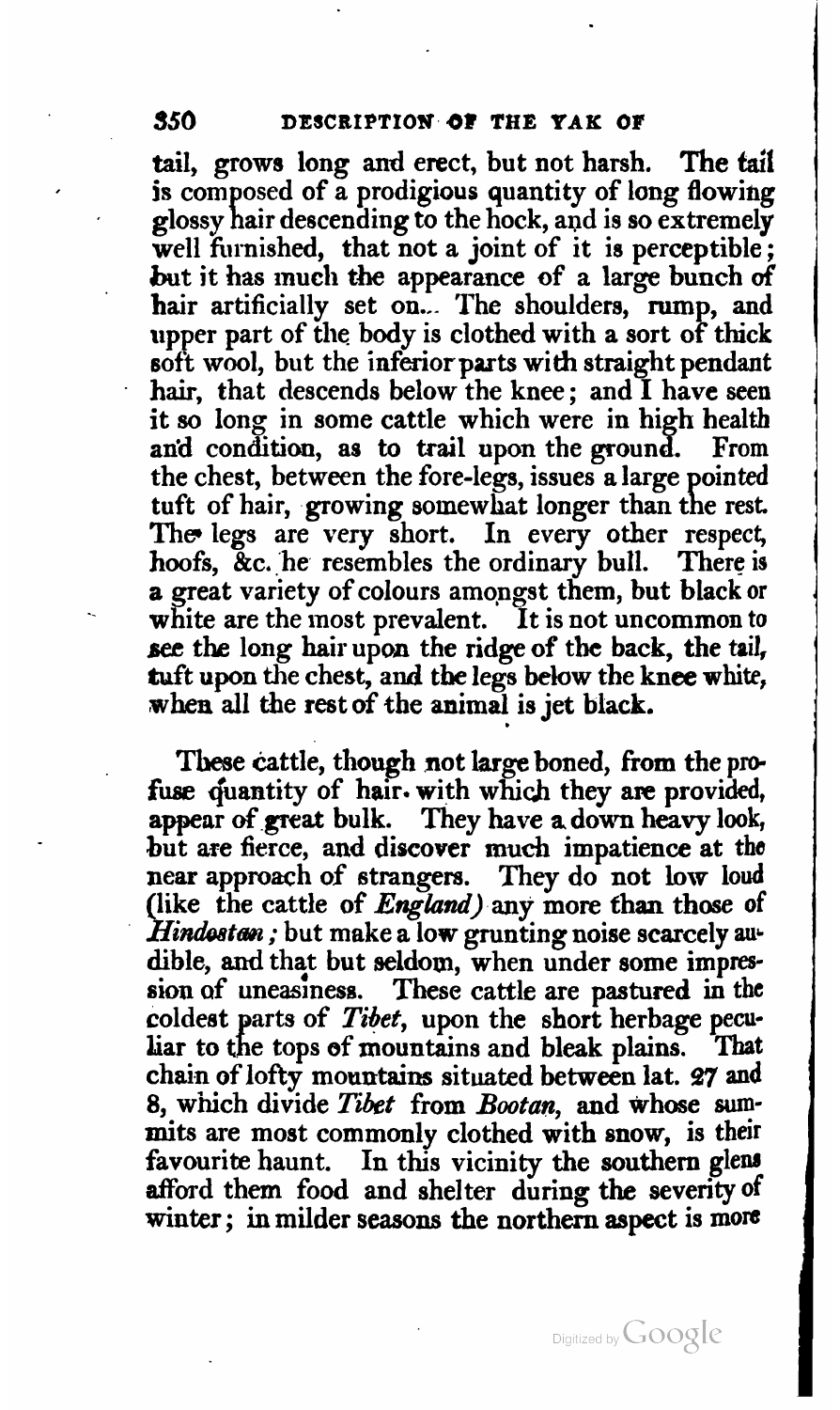tail, grows long and erect, but not harsh. The tail is composed of a prodigious quantity of long flowing glossy hair descending to the hock, and is so extremely well furnished, that not a joint of it is perceptible; but it has much the appearance of a large bunch of hair artificially set on. The shoulders, rump, and upper part of the body is clothed with a sort of thick soft wool, but the inferior parts with straight pendant hair, that descends below the knee; and I have seen it so long in some cattle which were in high health and condition, as to trail upon the ground. From the chest, between the fore-legs, issues a large pointed tuft of hair, growing somewhat longer than the rest. The legs are very short. In every other respect, hoofs, &c. he resembles the ordinary bull. There is a great variety of colours amongst them, but black or white are the most prevalent. It is not uncommon to see the long hair upon the ridge of the back, the tail, tuft upon the chest, and the legs below the knee white, when all the rest of the animal is jet black.

These cattle, though not large boned, from the profuse quantity of hair with which they are provided, appear of great bulk. They have a down heavy look, but are fierce, and discover much impatience at the near approach of strangers. They do not low loud (like the cattle of *England*) any more than those of *Hindostan*; but make a low grunting noise scarcely audible, and that but seldom, when under some impression of uneasiness. These cattle are pastured in the coldest parts of *Tibet*, upon the short herbage peculiar to the tops of mountains and bleak plains. That chain of lofty mountains situated between lat. 27 and 8, which divide *Tibet* from *Bootan*, and whose summits are most commonly clothed with snow, is their favourite haunt. In this vicinity the southern glens afford them food and shelter during the severity of winter; in milder seasons the northern aspect is more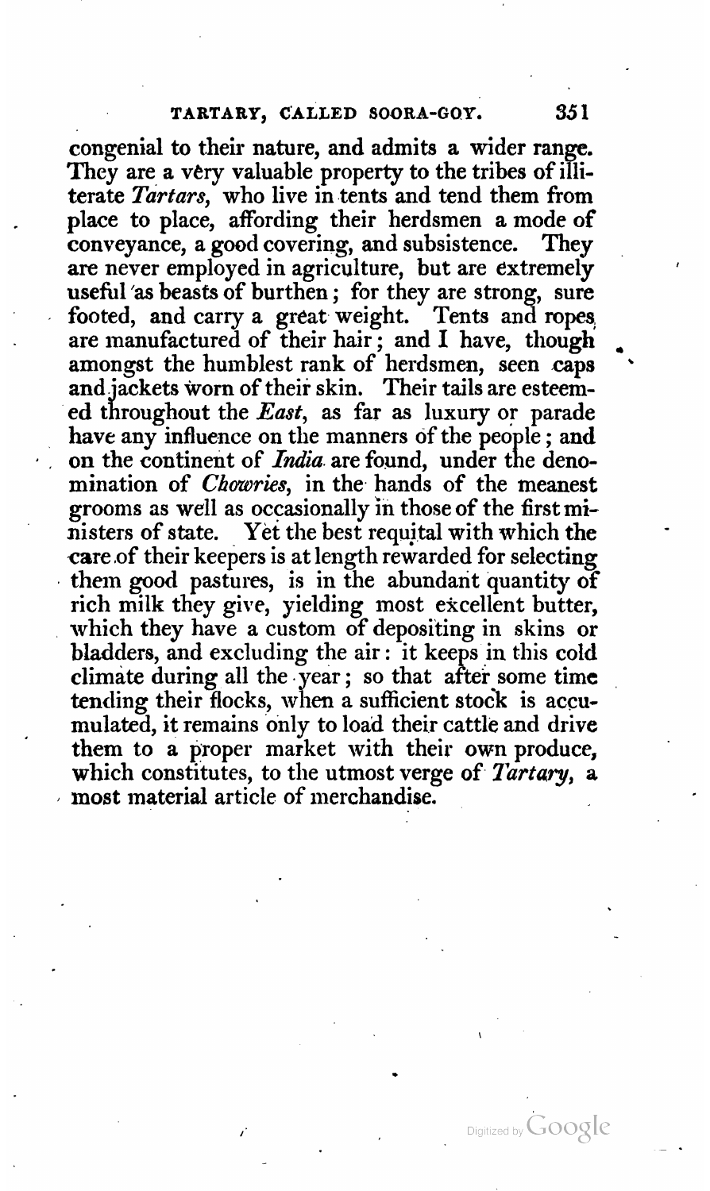congenial to their nature, and admits a wider range. They are a very valuable property to the tribes of illiterate *Tartars,* who live in tents and tend them from place to place, affording their herdsmen a mode of conveyance, a good covering, and subsistence. They are never employed in agriculture, but are extremely useful as beasts of burthen; for they are strong, sure footed, and carry a great weight. Tents and ropes are manufactured of their hair; and I have, though amongst the humblest rank of herdsmen, seen caps and jackets worn of their skin. Their tails are esteemed throughout the *East,* as far as luxury or parade have any influence on the manners of the people; and on the continent of *India* are found, under the denomination of *Chowries,* in the hands of the meanest grooms as well as occasionally in those of the first ministers of state. Yet the best requital with which the care of their keepers is at length rewarded for selecting them good pastures, is in the abundant quantity of rich milk they give, yielding most excellent butter, which they have a custom of depositing in skins or bladders, and excluding the air: it keeps in this cold climate during all the year; so that after some time tending their flocks, when a sufficient stock is accumulated, it remains only to load their cattle and drive them to a proper market with their own produce, which constitutes, to the utmost verge of *Tartary,* a most material article of merchandise.